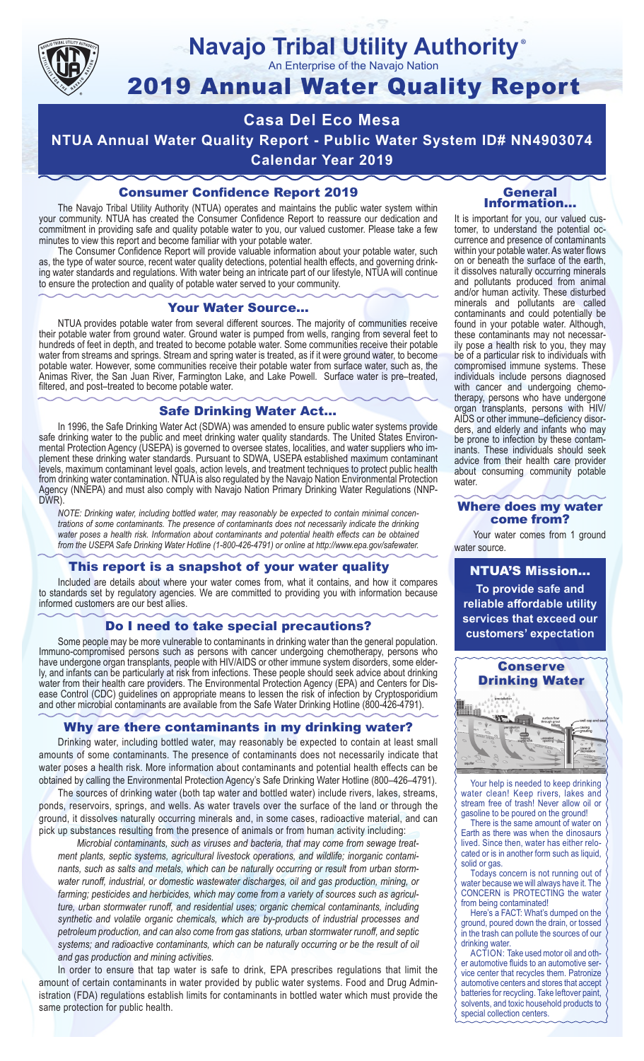# Navajo Tribal Utility Authority®

An Enterprise of the Navajo Nation

# 2019 Annual Water Quality Report

## Casa Del Eco Mesa

## NTUA Annual Water Quality Report - Public Water System ID# NN4903074

## Calendar Year 2019

### Consumer Confidence Report 2019

The Navajo Tribal Utility Authority (NTUA) operates and maintains the public water system within your community. NTUA has created the Consumer Confidence Report to reassure our dedication and commitment in providing safe and quality potable water to you, our valued customer. Please take a few minutes to view this report and become familiar with your potable water.

The Consumer Confidence Report will provide valuable information about your potable water, such as, the type of water source, recent water quality detections, potential health effects, and governing drinking water standards and regulations. With water being an intricate part of our lifestyle, NTUA will continue to ensure the protection and quality of potable water served to your community.

### Your Water Source…

NTUA provides potable water from several different sources. The majority of communities receive their potable water from ground water. Ground water is pumped from wells, ranging from several feet to hundreds of feet in depth, and treated to become potable water. Some communities receive their potable water from streams and springs. Stream and spring water is treated, as if it were ground water, to become potable water. However, some communities receive their potable water from surface water, such as, the Animas River, the San Juan River, Farmington Lake, and Lake Powell. Surface water is pre–treated, filtered, and post–treated to become potable water.

### Safe Drinking Water Act…

In 1996, the Safe Drinking Water Act (SDWA) was amended to ensure public water systems provide safe drinking water to the public and meet drinking water quality standards. The United States Environmental Protection Agency (USEPA) is governed to oversee states, localities, and water suppliers who implement these drinking water standards. Pursuant to SDWA, USEPA established maximum contaminant levels, maximum contaminant level goals, action levels, and treatment techniques to protect public health from drinking water contamination. NTUA is also regulated by the Navajo Nation Environmental Protection Agency (NNEPA) and must also comply with Navajo Nation Primary Drinking Water Regulations (NNPDWR).

*NOTE: Drinking water, including bottled water, may reasonably be expected to contain minimal concentrations of some contaminants. The presence of contaminants does not necessarily indicate the drinking water poses a health risk. Information about contaminants and potential health effects can be obtained from the USEPA Safe Drinking Water Hotline (1-800-426-4791) or online at http://www.epa.gov/safewater.*

### This report is a snapshot of your water quality

Included are details about where your water comes from, what it contains, and how it compares to standards set by regulatory agencies. We are committed to providing you with information because informed customers are our best allies.

### Do I need to take special precautions?

Some people may be more vulnerable to contaminants in drinking water than the general population. Immuno-compromised persons such as persons with cancer undergoing chemotherapy, persons who have undergone organ transplants, people with HIV/AIDS or other immune system disorders, some elderly, and infants can be particularly at risk from infections. These people should seek advice about drinking water from their health care providers. The Environmental Protection Agency (EPA) and Centers for Disease Control (CDC) guidelines on appropriate means to lessen the risk of infection by Cryptosporidium and other microbial contaminants are available from the Safe Water Drinking Hotline (800-426-4791).

### Why are there contaminants in my drinking water?

Drinking water, including bottled water, may reasonably be expected to contain at least small amounts of some contaminants. The presence of contaminants does not necessarily indicate that water poses a health risk. More information about contaminants and potential health effects can be obtained by calling the Environmental Protection Agency's Safe Drinking Water Hotline (800–426–4791).

The sources of drinking water (both tap water and bottled water) include rivers, lakes, streams, ponds, reservoirs, springs, and wells. As water travels over the surface of the land or through the ground, it dissolves naturally occurring minerals and, in some cases, radioactive material, and can pick up substances resulting from the presence of animals or from human activity including:

*Microbial contaminants, such as viruses and bacteria, that may come from sewage treatment plants, septic systems, agricultural livestock operations, and wildlife; inorganic contaminants, such as salts and metals, which can be naturally occurring or result from urban stormwater runoff, industrial, or domestic wastewater discharges, oil and gas production, mining, or farming; pesticides and herbicides, which may come from a variety of sources such as agriculture, urban stormwater runoff, and residential uses; organic chemical contaminants, including synthetic and volatile organic chemicals, which are by-products of industrial processes and petroleum production, and can also come from gas stations, urban stormwater runoff, and septic systems; and radioactive contaminants, which can be naturally occurring or be the result of oil and gas production and mining activities.*

In order to ensure that tap water is safe to drink, EPA prescribes regulations that limit the amount of certain contaminants in water provided by public water systems. Food and Drug Administration (FDA) regulations establish limits for contaminants in bottled water which must provide the same protection for public health.

### General Information…

It is important for you, our valued customer, to understand the potential occurrence and presence of contaminants within your potable water. As water flows on or beneath the surface of the earth, it dissolves naturally occurring minerals and pollutants produced from animal and/or human activity. These disturbed minerals and pollutants are called contaminants and could potentially be found in your potable water. Although, these contaminants may not necessarily pose a health risk to you, they may be of a particular risk to individuals with compromised immune systems. These individuals include persons diagnosed with cancer and undergoing chemotherapy, persons who have undergone organ transplants, persons with HIV/AIDS or other immune–deficiency disorders, and elderly and infants who may be prone to infection by these contaminants. These individuals should seek advice from their health care provider about consuming community potable water.

### Where does my water come from?

Your water comes from 1 ground water source.

### NTUA'S Mission…

**To provide safe and reliable affordable utility services that exceed our customers' expectation**

### Conserve Drinking Water

Your help is needed to keep drinking water clean! Keep rivers, lakes and stream free of trash! Never allow oil or gasoline to be poured on the ground!

There is the same amount of water on Earth as there was when the dinosaurs lived. Since then, water has either relocated or is in another form such as liquid, solid or gas.

Todays concern is not running out of water because we will always have it. The CONCERN is PROTECTING the water from being contaminated!

Here's a FACT: What's dumped on the ground, poured down the drain, or tossed in the trash can pollute the sources of our drinking water.

ACTION: Take used motor oil and other automotive fluids to an automotive service center that recycles them. Patronize automotive centers and stores that accept batteries for recycling. Take leftover paint, solvents, and toxic household products to special collection centers.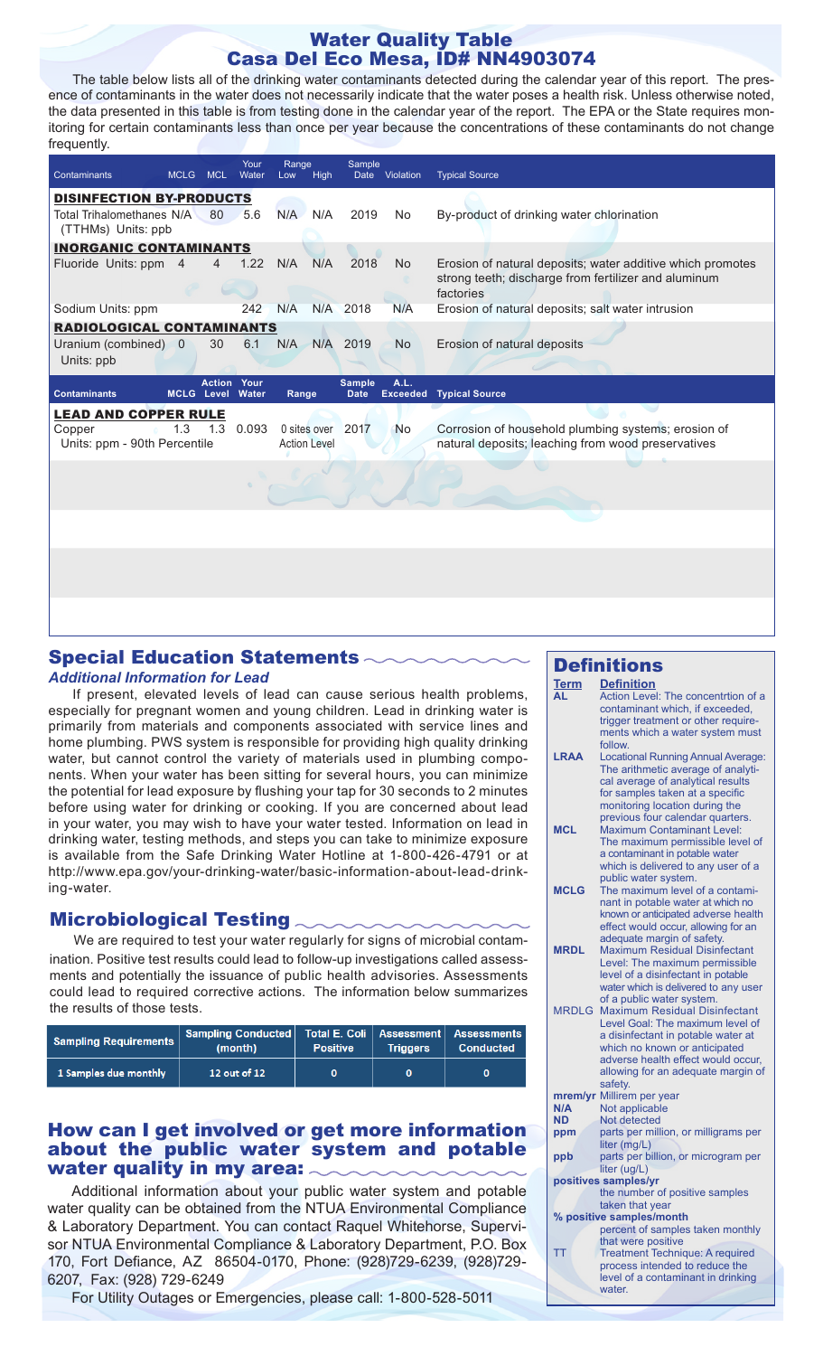# Water Quality Table
## Casa Del Eco Mesa, ID# NN4903074

The table below lists all of the drinking water contaminants detected during the calendar year of this report. The presence of contaminants in the water does not necessarily indicate that the water poses a health risk. Unless otherwise noted, the data presented in this table is from testing done in the calendar year of the report. The EPA or the State requires monitoring for certain contaminants less than once per year because the concentrations of these contaminants do not change frequently.

| Contaminants | MCLG | MCL | Your Water | Range Low | Range High | Sample Date | Violation | Typical Source |
|---|---|---|---|---|---|---|---|---|
| **DISINFECTION BY-PRODUCTS** | | | | | | | | |
| Total Trihalomethanes (TTHMs) Units: ppb | N/A | 80 | 5.6 | N/A | N/A | 2019 | No | By-product of drinking water chlorination |
| **INORGANIC CONTAMINANTS** | | | | | | | | |
| Fluoride Units: ppm | 4 | 4 | 1.22 | N/A | N/A | 2018 | No | Erosion of natural deposits; water additive which promotes strong teeth; discharge from fertilizer and aluminum factories |
| Sodium Units: ppm | | | 242 | N/A | N/A | 2018 | N/A | Erosion of natural deposits; salt water intrusion |
| **RADIOLOGICAL CONTAMINANTS** | | | | | | | | |
| Uranium (combined) Units: ppb | 0 | 30 | 6.1 | N/A | N/A | 2019 | No | Erosion of natural deposits |

| Contaminants | MCLG | Action Level | Your Water | Range | Sample Date | A.L. Exceeded | Typical Source |
|---|---|---|---|---|---|---|---|
| **LEAD AND COPPER RULE** | | | | | | | |
| Copper Units: ppm - 90th Percentile | 1.3 | 1.3 | 0.093 | 0 sites over Action Level | 2017 | No | Corrosion of household plumbing systems; erosion of natural deposits; leaching from wood preservatives |

## Special Education Statements

***Additional Information for Lead***

If present, elevated levels of lead can cause serious health problems, especially for pregnant women and young children. Lead in drinking water is primarily from materials and components associated with service lines and home plumbing. PWS system is responsible for providing high quality drinking water, but cannot control the variety of materials used in plumbing components. When your water has been sitting for several hours, you can minimize the potential for lead exposure by flushing your tap for 30 seconds to 2 minutes before using water for drinking or cooking. If you are concerned about lead in your water, you may wish to have your water tested. Information on lead in drinking water, testing methods, and steps you can take to minimize exposure is available from the Safe Drinking Water Hotline at 1-800-426-4791 or at http://www.epa.gov/your-drinking-water/basic-information-about-lead-drinking-water.

## Microbiological Testing

We are required to test your water regularly for signs of microbial contamination. Positive test results could lead to follow-up investigations called assessments and potentially the issuance of public health advisories. Assessments could lead to required corrective actions. The information below summarizes the results of those tests.

| Sampling Requirements | Sampling Conducted (month) | Total E. Coli Positive | Assessment Triggers | Assessments Conducted |
|---|---|---|---|---|
| 1 Samples due monthly | 12 out of 12 | 0 | 0 | 0 |

## How can I get involved or get more information about the public water system and potable water quality in my area:

Additional information about your public water system and potable water quality can be obtained from the NTUA Environmental Compliance & Laboratory Department. You can contact Raquel Whitehorse, Supervisor NTUA Environmental Compliance & Laboratory Department, P.O. Box 170, Fort Defiance, AZ 86504-0170, Phone: (928)729-6239, (928)729-6207, Fax: (928) 729-6249

For Utility Outages or Emergencies, please call: 1-800-528-5011

## Definitions

| Term | Definition |
|---|---|
| **AL** | Action Level: The concentrtion of a contaminant which, if exceeded, trigger treatment or other requirements which a water system must follow. |
| **LRAA** | Locational Running Annual Average: The arithmetic average of analytical results for samples taken at a specific monitoring location during the previous four calendar quarters. |
| **MCL** | Maximum Contaminant Level: The maximum permissible level of a contaminant in potable water which is delivered to any user of a public water system. |
| **MCLG** | The maximum level of a contaminant in potable water at which no known or anticipated adverse health effect would occur, allowing for an adequate margin of safety. |
| **MRDL** | Maximum Residual Disinfectant Level: The maximum permissible level of a disinfectant in potable water which is delivered to any user of a public water system. |
| **MRDLG** | Maximum Residual Disinfectant Level Goal: The maximum level of a disinfectant in potable water at which no known or anticipated adverse health effect would occur, allowing for an adequate margin of safety. |
| **mrem/yr** | Millirem per year |
| **N/A** | Not applicable |
| **ND** | Not detected |
| **ppm** | parts per million, or milligrams per liter (mg/L) |
| **ppb** | parts per billion, or microgram per liter (ug/L) |
| **positives samples/yr** | the number of positive samples taken that year |
| **% positive samples/month** | percent of samples taken monthly that were positive |
| **TT** | Treatment Technique: A required process intended to reduce the level of a contaminant in drinking water. |